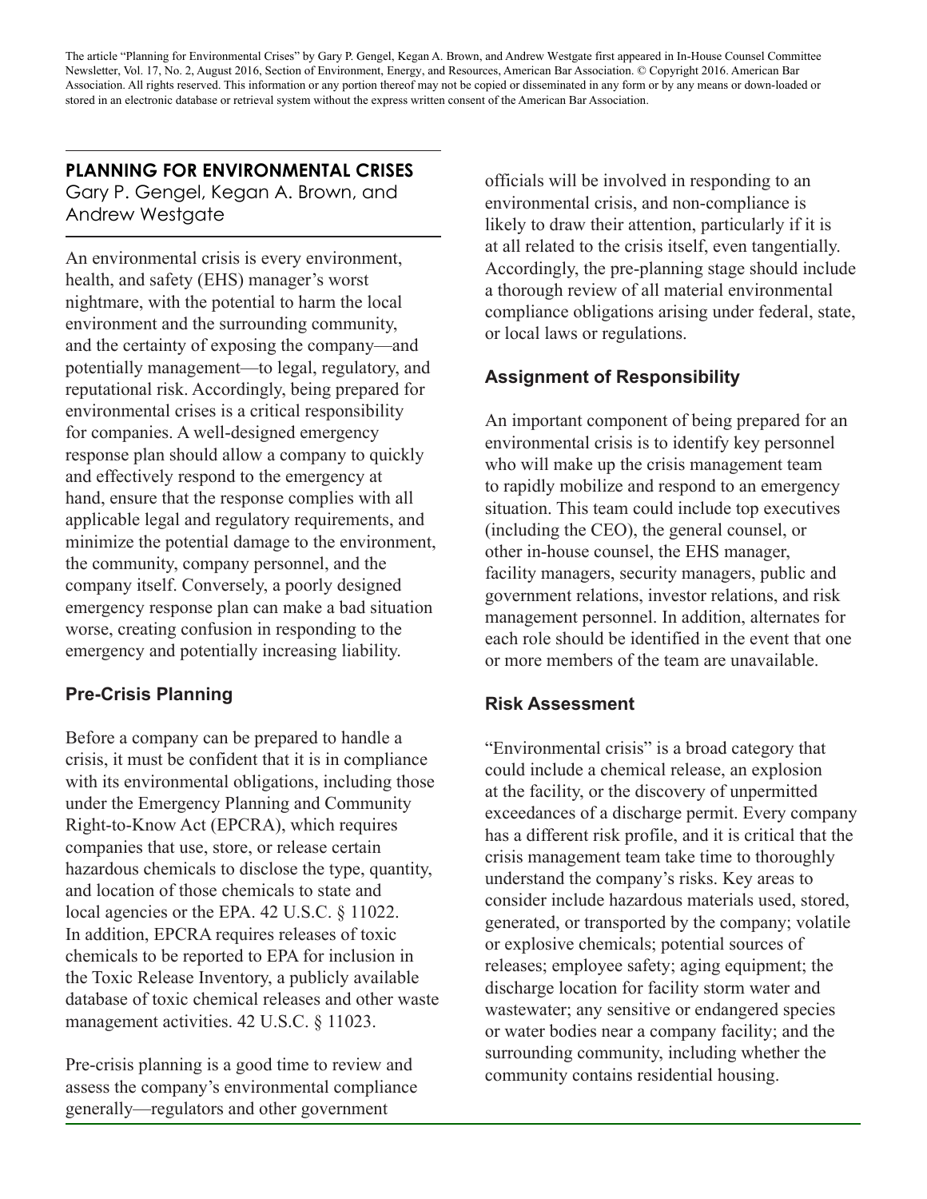The article "Planning for Environmental Crises" by Gary P. Gengel, Kegan A. Brown, and Andrew Westgate first appeared in In-House Counsel Committee Newsletter, Vol. 17, No. 2, August 2016, Section of Environment, Energy, and Resources, American Bar Association. © Copyright 2016. American Bar Association. All rights reserved. This information or any portion thereof may not be copied or disseminated in any form or by any means or down-loaded or stored in an electronic database or retrieval system without the express written consent of the American Bar Association.

# PLANNING FOR ENVIRONMENTAL CRISES

Gary P. Gengel, Kegan A. Brown, and Andrew Westgate

An environmental crisis is every environment, health, and safety (EHS) manager's worst nightmare, with the potential to harm the local environment and the surrounding community, and the certainty of exposing the company—and potentially management—to legal, regulatory, and reputational risk. Accordingly, being prepared for environmental crises is a critical responsibility for companies. A well-designed emergency response plan should allow a company to quickly and effectively respond to the emergency at hand, ensure that the response complies with all applicable legal and regulatory requirements, and minimize the potential damage to the environment, the community, company personnel, and the company itself. Conversely, a poorly designed emergency response plan can make a bad situation worse, creating confusion in responding to the emergency and potentially increasing liability.

## Pre-Crisis Planning

Before a company can be prepared to handle a crisis, it must be confident that it is in compliance with its environmental obligations, including those under the Emergency Planning and Community Right-to-Know Act (EPCRA), which requires companies that use, store, or release certain hazardous chemicals to disclose the type, quantity, and location of those chemicals to state and local agencies or the EPA. 42 U.S.C. § 11022. In addition, EPCRA requires releases of toxic chemicals to be reported to EPA for inclusion in the Toxic Release Inventory, a publicly available database of toxic chemical releases and other waste management activities. 42 U.S.C. § 11023.

Pre-crisis planning is a good time to review and assess the company's environmental compliance generally—regulators and other government officials will be involved in responding to an environmental crisis, and non-compliance is likely to draw their attention, particularly if it is at all related to the crisis itself, even tangentially. Accordingly, the pre-planning stage should include a thorough review of all material environmental compliance obligations arising under federal, state, or local laws or regulations.

## Assignment of Responsibility

An important component of being prepared for an environmental crisis is to identify key personnel who will make up the crisis management team to rapidly mobilize and respond to an emergency situation. This team could include top executives (including the CEO), the general counsel, or other in-house counsel, the EHS manager, facility managers, security managers, public and government relations, investor relations, and risk management personnel. In addition, alternates for each role should be identified in the event that one or more members of the team are unavailable.

## Risk Assessment

"Environmental crisis" is a broad category that could include a chemical release, an explosion at the facility, or the discovery of unpermitted exceedances of a discharge permit. Every company has a different risk profile, and it is critical that the crisis management team take time to thoroughly understand the company's risks. Key areas to consider include hazardous materials used, stored, generated, or transported by the company; volatile or explosive chemicals; potential sources of releases; employee safety; aging equipment; the discharge location for facility storm water and wastewater; any sensitive or endangered species or water bodies near a company facility; and the surrounding community, including whether the community contains residential housing.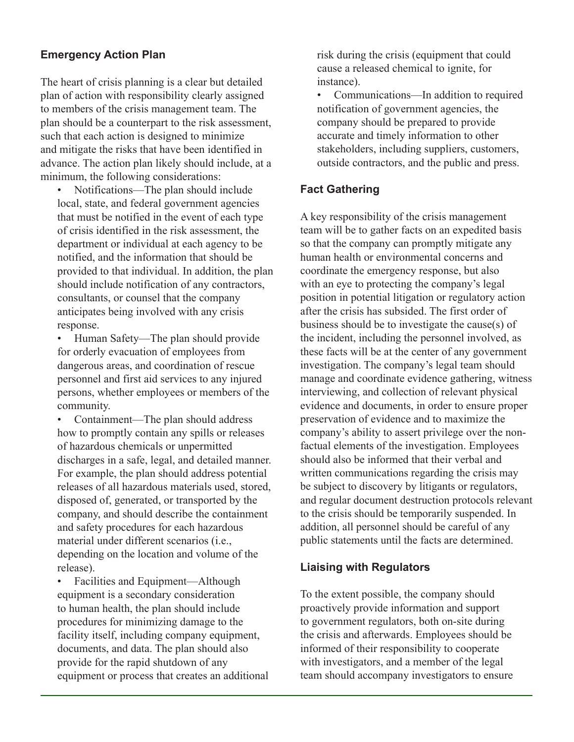### Emergency Action Plan

The heart of crisis planning is a clear but detailed plan of action with responsibility clearly assigned to members of the crisis management team. The plan should be a counterpart to the risk assessment, such that each action is designed to minimize and mitigate the risks that have been identified in advance. The action plan likely should include, at a minimum, the following considerations:

- Notifications—The plan should include local, state, and federal government agencies that must be notified in the event of each type of crisis identified in the risk assessment, the department or individual at each agency to be notified, and the information that should be provided to that individual. In addition, the plan should include notification of any contractors, consultants, or counsel that the company anticipates being involved with any crisis response.
- Human Safety—The plan should provide for orderly evacuation of employees from dangerous areas, and coordination of rescue personnel and first aid services to any injured persons, whether employees or members of the community.
- Containment—The plan should address how to promptly contain any spills or releases of hazardous chemicals or unpermitted discharges in a safe, legal, and detailed manner. For example, the plan should address potential releases of all hazardous materials used, stored, disposed of, generated, or transported by the company, and should describe the containment and safety procedures for each hazardous material under different scenarios (i.e., depending on the location and volume of the release).
- Facilities and Equipment—Although equipment is a secondary consideration to human health, the plan should include procedures for minimizing damage to the facility itself, including company equipment, documents, and data. The plan should also provide for the rapid shutdown of any equipment or process that creates an additional risk during the crisis (equipment that could cause a released chemical to ignite, for instance).
- Communications—In addition to required notification of government agencies, the company should be prepared to provide accurate and timely information to other stakeholders, including suppliers, customers, outside contractors, and the public and press.

### Fact Gathering

A key responsibility of the crisis management team will be to gather facts on an expedited basis so that the company can promptly mitigate any human health or environmental concerns and coordinate the emergency response, but also with an eye to protecting the company's legal position in potential litigation or regulatory action after the crisis has subsided. The first order of business should be to investigate the cause(s) of the incident, including the personnel involved, as these facts will be at the center of any government investigation. The company's legal team should manage and coordinate evidence gathering, witness interviewing, and collection of relevant physical evidence and documents, in order to ensure proper preservation of evidence and to maximize the company's ability to assert privilege over the non-factual elements of the investigation. Employees should also be informed that their verbal and written communications regarding the crisis may be subject to discovery by litigants or regulators, and regular document destruction protocols relevant to the crisis should be temporarily suspended. In addition, all personnel should be careful of any public statements until the facts are determined.

### Liaising with Regulators

To the extent possible, the company should proactively provide information and support to government regulators, both on-site during the crisis and afterwards. Employees should be informed of their responsibility to cooperate with investigators, and a member of the legal team should accompany investigators to ensure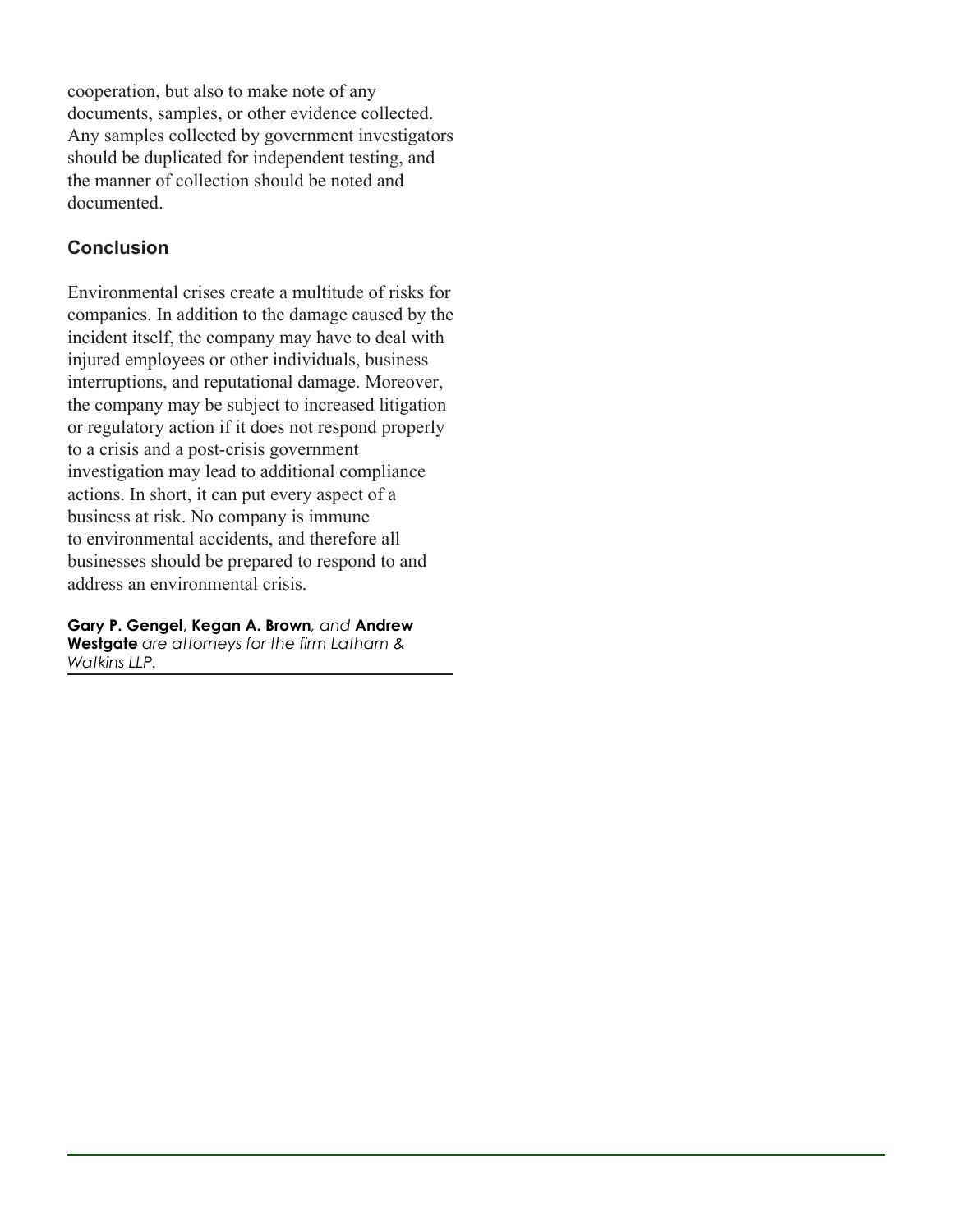cooperation, but also to make note of any documents, samples, or other evidence collected. Any samples collected by government investigators should be duplicated for independent testing, and the manner of collection should be noted and documented.

## Conclusion

Environmental crises create a multitude of risks for companies. In addition to the damage caused by the incident itself, the company may have to deal with injured employees or other individuals, business interruptions, and reputational damage. Moreover, the company may be subject to increased litigation or regulatory action if it does not respond properly to a crisis and a post-crisis government investigation may lead to additional compliance actions. In short, it can put every aspect of a business at risk. No company is immune to environmental accidents, and therefore all businesses should be prepared to respond to and address an environmental crisis.

**Gary P. Gengel**, **Kegan A. Brown**, *and* **Andrew Westgate** *are attorneys for the firm Latham & Watkins LLP.*